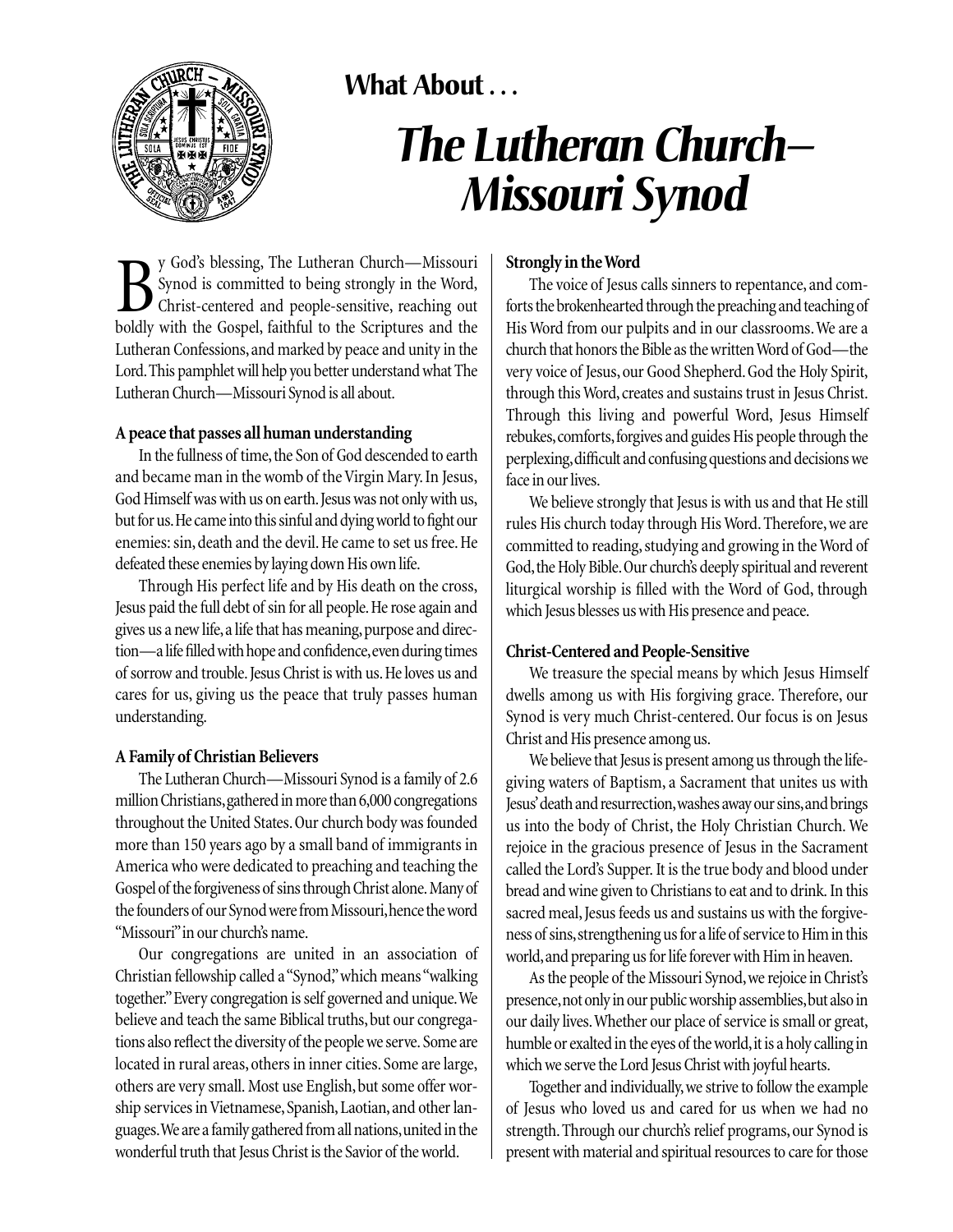# What About . . .

# The Lutheran Church—Missouri Synod

By God's blessing, The Lutheran Church—Missouri Synod is committed to being strongly in the Word, Christ-centered and people-sensitive, reaching out boldly with the Gospel, faithful to the Scriptures and the Lutheran Confessions, and marked by peace and unity in the Lord. This pamphlet will help you better understand what The Lutheran Church—Missouri Synod is all about.

**A peace that passes all human understanding**

In the fullness of time, the Son of God descended to earth and became man in the womb of the Virgin Mary. In Jesus, God Himself was with us on earth. Jesus was not only with us, but for us. He came into this sinful and dying world to fight our enemies: sin, death and the devil. He came to set us free. He defeated these enemies by laying down His own life.

Through His perfect life and by His death on the cross, Jesus paid the full debt of sin for all people. He rose again and gives us a new life, a life that has meaning, purpose and direction—a life filled with hope and confidence, even during times of sorrow and trouble. Jesus Christ is with us. He loves us and cares for us, giving us the peace that truly passes human understanding.

**A Family of Christian Believers**

The Lutheran Church—Missouri Synod is a family of 2.6 million Christians, gathered in more than 6,000 congregations throughout the United States. Our church body was founded more than 150 years ago by a small band of immigrants in America who were dedicated to preaching and teaching the Gospel of the forgiveness of sins through Christ alone. Many of the founders of our Synod were from Missouri, hence the word "Missouri" in our church's name.

Our congregations are united in an association of Christian fellowship called a "Synod," which means "walking together." Every congregation is self governed and unique. We believe and teach the same Biblical truths, but our congregations also reflect the diversity of the people we serve. Some are located in rural areas, others in inner cities. Some are large, others are very small. Most use English, but some offer worship services in Vietnamese, Spanish, Laotian, and other languages. We are a family gathered from all nations, united in the wonderful truth that Jesus Christ is the Savior of the world.

**Strongly in the Word**

The voice of Jesus calls sinners to repentance, and comforts the brokenhearted through the preaching and teaching of His Word from our pulpits and in our classrooms. We are a church that honors the Bible as the written Word of God—the very voice of Jesus, our Good Shepherd. God the Holy Spirit, through this Word, creates and sustains trust in Jesus Christ. Through this living and powerful Word, Jesus Himself rebukes, comforts, forgives and guides His people through the perplexing, difficult and confusing questions and decisions we face in our lives.

We believe strongly that Jesus is with us and that He still rules His church today through His Word. Therefore, we are committed to reading, studying and growing in the Word of God, the Holy Bible. Our church's deeply spiritual and reverent liturgical worship is filled with the Word of God, through which Jesus blesses us with His presence and peace.

**Christ-Centered and People-Sensitive**

We treasure the special means by which Jesus Himself dwells among us with His forgiving grace. Therefore, our Synod is very much Christ-centered. Our focus is on Jesus Christ and His presence among us.

We believe that Jesus is present among us through the life-giving waters of Baptism, a Sacrament that unites us with Jesus' death and resurrection, washes away our sins, and brings us into the body of Christ, the Holy Christian Church. We rejoice in the gracious presence of Jesus in the Sacrament called the Lord's Supper. It is the true body and blood under bread and wine given to Christians to eat and to drink. In this sacred meal, Jesus feeds us and sustains us with the forgiveness of sins, strengthening us for a life of service to Him in this world, and preparing us for life forever with Him in heaven.

As the people of the Missouri Synod, we rejoice in Christ's presence, not only in our public worship assemblies, but also in our daily lives. Whether our place of service is small or great, humble or exalted in the eyes of the world, it is a holy calling in which we serve the Lord Jesus Christ with joyful hearts.

Together and individually, we strive to follow the example of Jesus who loved us and cared for us when we had no strength. Through our church's relief programs, our Synod is present with material and spiritual resources to care for those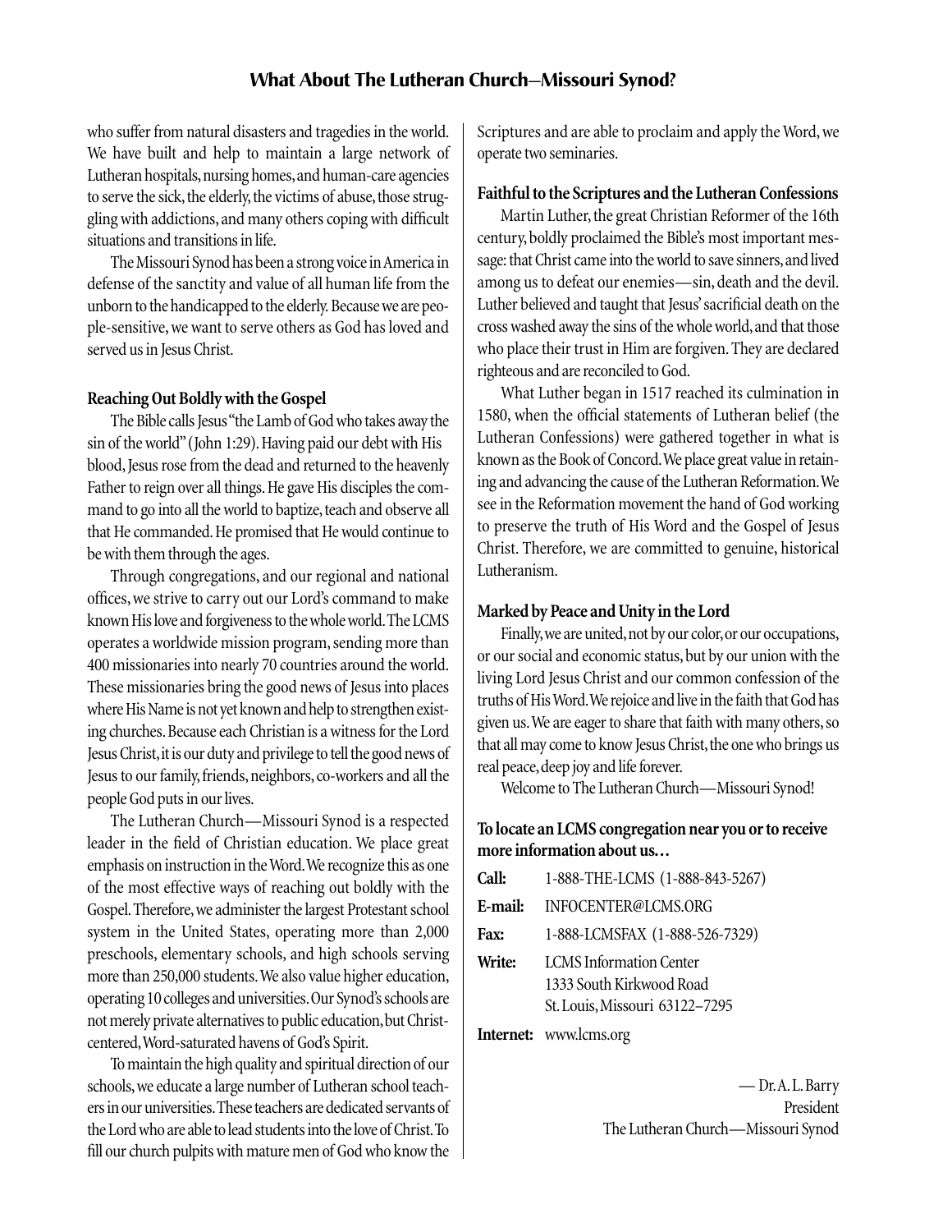who suffer from natural disasters and tragedies in the world. We have built and help to maintain a large network of Lutheran hospitals, nursing homes, and human-care agencies to serve the sick, the elderly, the victims of abuse, those struggling with addictions, and many others coping with difficult situations and transitions in life.

The Missouri Synod has been a strong voice in America in defense of the sanctity and value of all human life from the unborn to the handicapped to the elderly. Because we are people-sensitive, we want to serve others as God has loved and served us in Jesus Christ.

**Reaching Out Boldly with the Gospel**

The Bible calls Jesus "the Lamb of God who takes away the sin of the world" (John 1:29). Having paid our debt with His blood, Jesus rose from the dead and returned to the heavenly Father to reign over all things. He gave His disciples the command to go into all the world to baptize, teach and observe all that He commanded. He promised that He would continue to be with them through the ages.

Through congregations, and our regional and national offices, we strive to carry out our Lord's command to make known His love and forgiveness to the whole world. The LCMS operates a worldwide mission program, sending more than 400 missionaries into nearly 70 countries around the world. These missionaries bring the good news of Jesus into places where His Name is not yet known and help to strengthen existing churches. Because each Christian is a witness for the Lord Jesus Christ, it is our duty and privilege to tell the good news of Jesus to our family, friends, neighbors, co-workers and all the people God puts in our lives.

The Lutheran Church—Missouri Synod is a respected leader in the field of Christian education. We place great emphasis on instruction in the Word. We recognize this as one of the most effective ways of reaching out boldly with the Gospel. Therefore, we administer the largest Protestant school system in the United States, operating more than 2,000 preschools, elementary schools, and high schools serving more than 250,000 students. We also value higher education, operating 10 colleges and universities. Our Synod's schools are not merely private alternatives to public education, but Christ-centered, Word-saturated havens of God's Spirit.

To maintain the high quality and spiritual direction of our schools, we educate a large number of Lutheran school teachers in our universities. These teachers are dedicated servants of the Lord who are able to lead students into the love of Christ. To fill our church pulpits with mature men of God who know the Scriptures and are able to proclaim and apply the Word, we operate two seminaries.

**Faithful to the Scriptures and the Lutheran Confessions**

Martin Luther, the great Christian Reformer of the 16th century, boldly proclaimed the Bible's most important message: that Christ came into the world to save sinners, and lived among us to defeat our enemies—sin, death and the devil. Luther believed and taught that Jesus' sacrificial death on the cross washed away the sins of the whole world, and that those who place their trust in Him are forgiven. They are declared righteous and are reconciled to God.

What Luther began in 1517 reached its culmination in 1580, when the official statements of Lutheran belief (the Lutheran Confessions) were gathered together in what is known as the Book of Concord. We place great value in retaining and advancing the cause of the Lutheran Reformation. We see in the Reformation movement the hand of God working to preserve the truth of His Word and the Gospel of Jesus Christ. Therefore, we are committed to genuine, historical Lutheranism.

**Marked by Peace and Unity in the Lord**

Finally, we are united, not by our color, or our occupations, or our social and economic status, but by our union with the living Lord Jesus Christ and our common confession of the truths of His Word. We rejoice and live in the faith that God has given us. We are eager to share that faith with many others, so that all may come to know Jesus Christ, the one who brings us real peace, deep joy and life forever.

Welcome to The Lutheran Church—Missouri Synod!

**To locate an LCMS congregation near you or to receive more information about us…**

**Call:** 1-888-THE-LCMS (1-888-843-5267)

**E-mail:** INFOCENTER@LCMS.ORG

**Fax:** 1-888-LCMSFAX (1-888-526-7329)

**Write:** LCMS Information Center
1333 South Kirkwood Road
St. Louis, Missouri 63122–7295

**Internet:** www.lcms.org

— Dr. A. L. Barry
President
The Lutheran Church—Missouri Synod